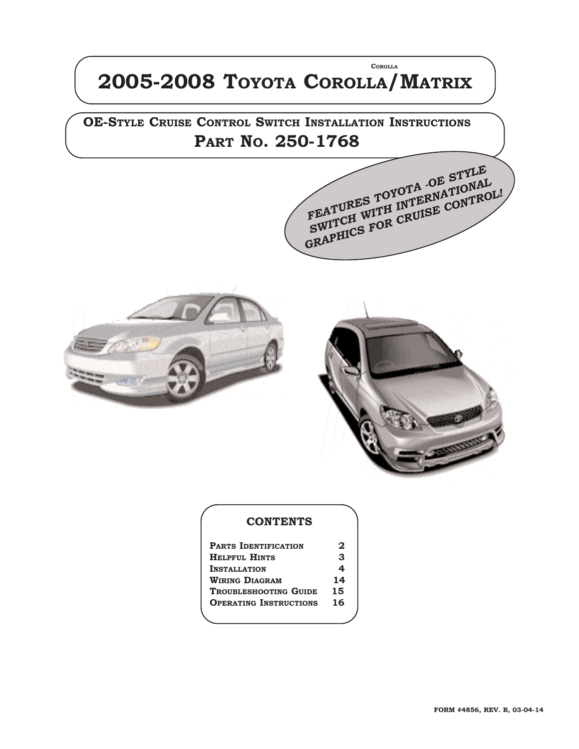Corolla

# 2005-2008 Toyota Corolla/Matrix

## OE-Style Cruise Control Switch Installation Instructions

## Part No. 250-1768

*FEATURES TOYOTA -OE STYLE SWITCH WITH INTERNATIONAL GRAPHICS FOR CRUISE CONTROL!*

### CONTENTS

| | |
|---|---|
| Parts Identification | 2 |
| Helpful Hints | 3 |
| Installation | 4 |
| Wiring Diagram | 14 |
| Troubleshooting Guide | 15 |
| Operating Instructions | 16 |

FORM #4856, REV. B, 03-04-14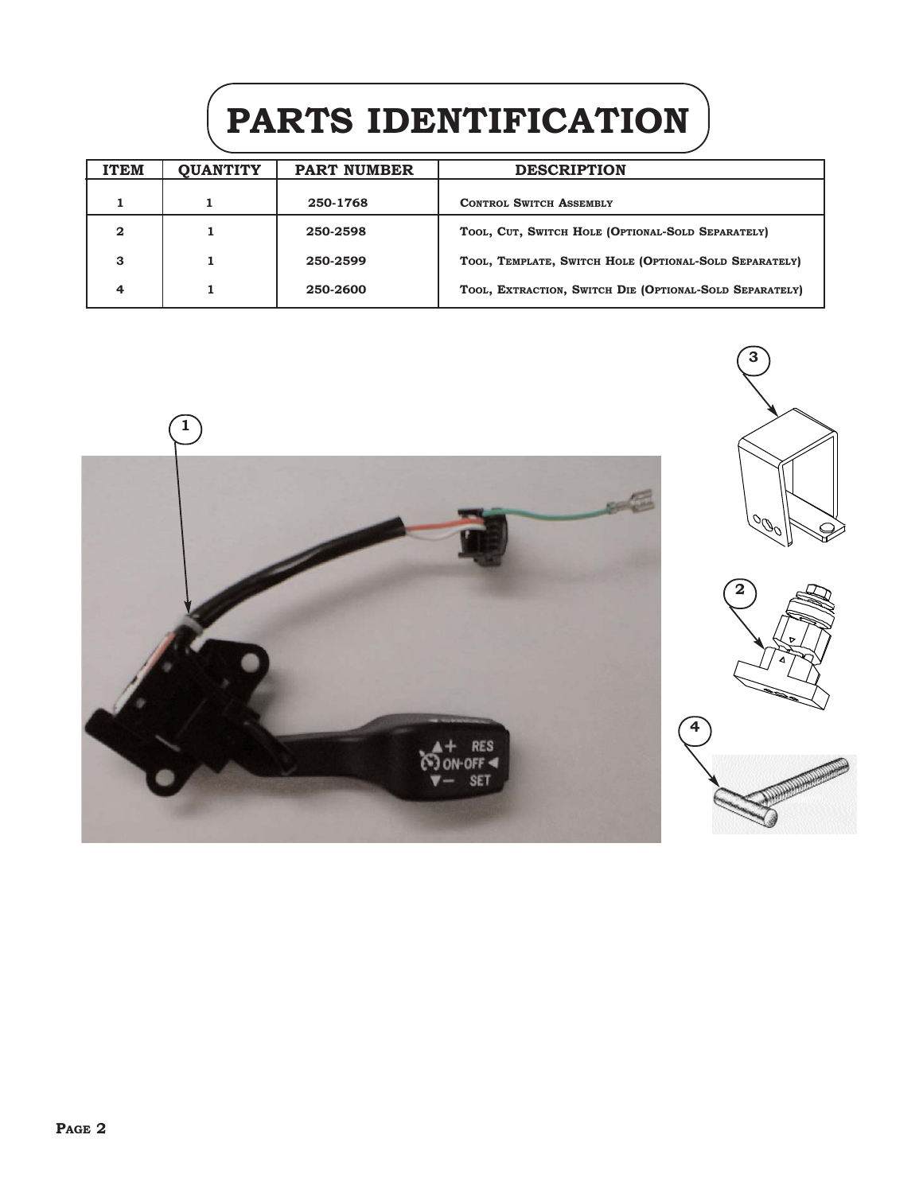# PARTS IDENTIFICATION

| ITEM | QUANTITY | PART NUMBER | DESCRIPTION |
|---|---|---|---|
| 1 | 1 | 250-1768 | Control Switch Assembly |
| 2 | 1 | 250-2598 | Tool, Cut, Switch Hole (Optional-Sold Separately) |
| 3 | 1 | 250-2599 | Tool, Template, Switch Hole (Optional-Sold Separately) |
| 4 | 1 | 250-2600 | Tool, Extraction, Switch Die (Optional-Sold Separately) |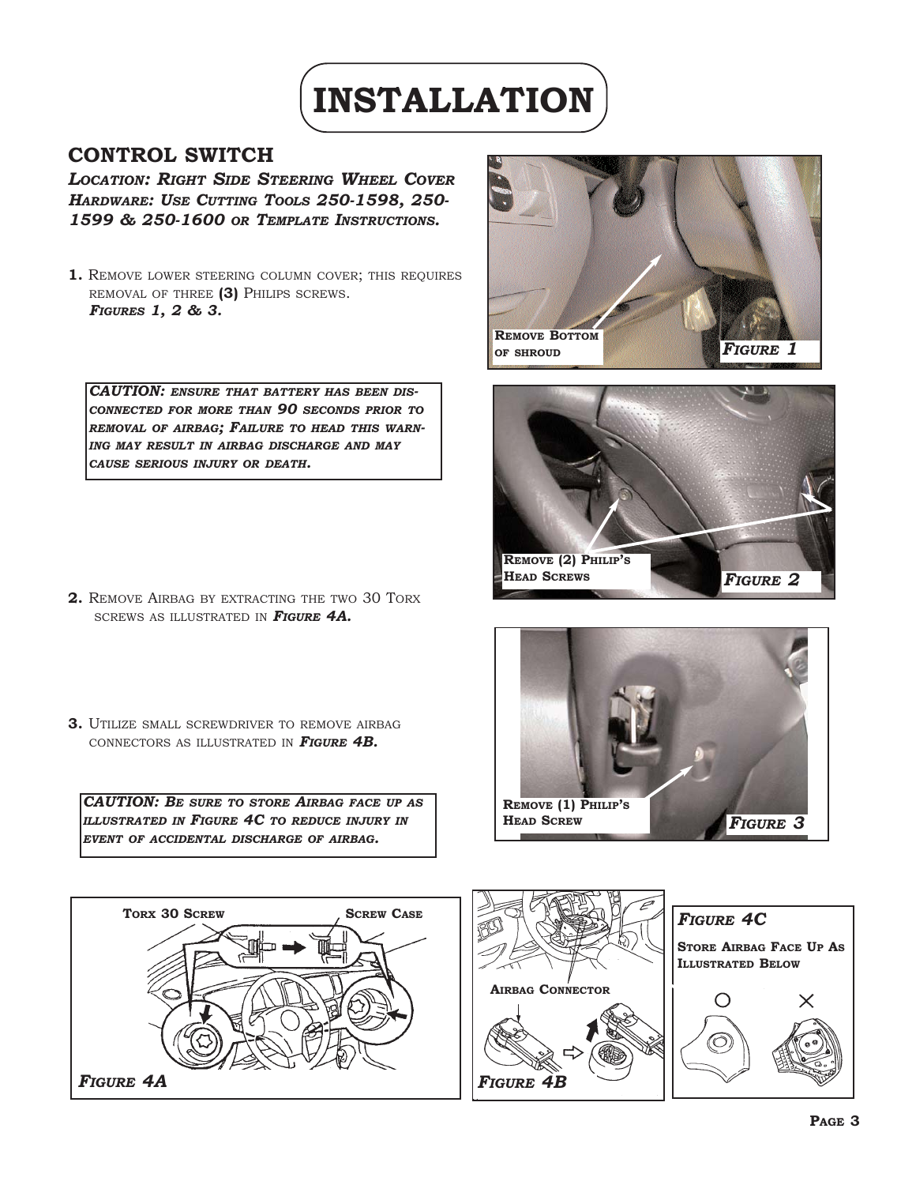# INSTALLATION

## CONTROL SWITCH

***Location: Right Side Steering Wheel Cover***
***Hardware: Use Cutting Tools 250-1598, 250-1599 & 250-1600 or Template Instructions.***

**1.** Remove lower steering column cover; this requires removal of three **(3)** Philips screws. ***Figures 1, 2 & 3.***

> ***CAUTION:*** *ensure that battery has been disconnected for more than* ***90*** *seconds prior to removal of airbag; Failure to head this warning may result in airbag discharge and may cause serious injury or death.*

**2.** Remove Airbag by extracting the two 30 Torx screws as illustrated in ***Figure 4A.***

**3.** Utilize small screwdriver to remove airbag connectors as illustrated in ***Figure 4B.***

> ***CAUTION: Be sure to store Airbag face up as illustrated in Figure 4C to reduce injury in event of accidental discharge of airbag.***

**Remove Bottom of shroud**

***Figure 1***

**Remove (2) Philip's Head Screws**

***Figure 2***

**Remove (1) Philip's Head Screw**

***Figure 3***

**Torx 30 Screw** **Screw Case**

***Figure 4A***

**Airbag Connector**

***Figure 4B***

***Figure 4C***

**Store Airbag Face Up As Illustrated Below**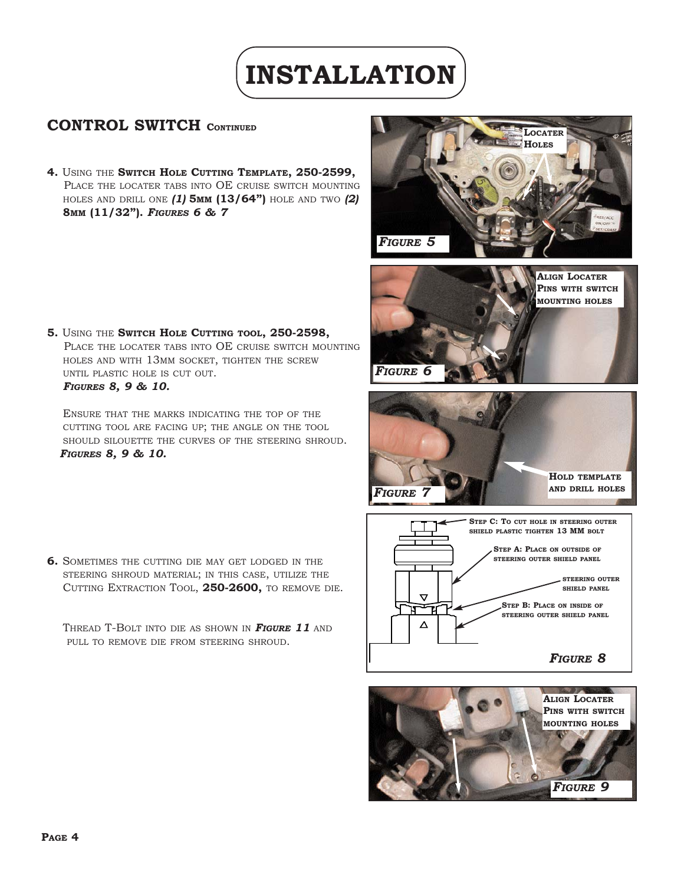# INSTALLATION

## CONTROL SWITCH Continued

**4.** Using the **Switch Hole Cutting Template, 250-2599,** Place the locater tabs into OE cruise switch mounting holes and drill one ***(1)*** **5mm (13/64")** hole and two ***(2)*** **8mm (11/32").** ***Figures 6 & 7***

**5.** Using the **Switch Hole Cutting tool, 250-2598,** Place the locater tabs into OE cruise switch mounting holes and with 13mm socket, tighten the screw until plastic hole is cut out. ***Figures 8, 9 & 10.***

Ensure that the marks indicating the top of the cutting tool are facing up; the angle on the tool should silouette the curves of the steering shroud. ***Figures 8, 9 & 10.***

**6.** Sometimes the cutting die may get lodged in the steering shroud material; in this case, utilize the Cutting Extraction Tool, **250-2600,** to remove die.

Thread T-Bolt into die as shown in ***Figure 11*** and pull to remove die from steering shroud.

Locater Holes

***Figure 5***

Align Locater Pins with switch mounting holes

***Figure 6***

Hold template and drill holes

***Figure 7***

Step C: To cut hole in steering outer shield plastic tighten 13 MM bolt

Step A: Place on outside of steering outer shield panel

steering outer shield panel

Step B: Place on inside of steering outer shield panel

***Figure 8***

Align Locater Pins with switch mounting holes

***Figure 9***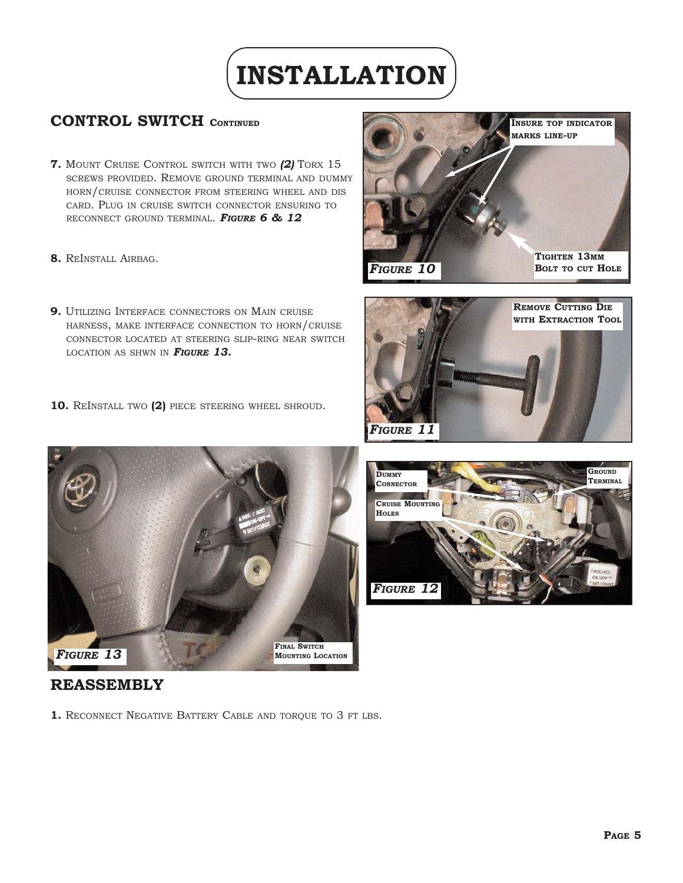# INSTALLATION

## CONTROL SWITCH Continued

**7.** Mount Cruise Control switch with two ***(2)*** Torx 15 screws provided. Remove ground terminal and dummy horn/cruise connector from steering wheel and dis card. Plug in cruise switch connector ensuring to reconnect ground terminal. ***Figure 6 & 12***

**8.** ReInstall Airbag.

**9.** Utilizing Interface connectors on Main cruise harness, make interface connection to horn/cruise connector located at steering slip-ring near switch location as shwn in ***Figure 13.***

**10.** ReInstall two **(2)** piece steering wheel shroud.

Insure top indicator marks line-up

Tighten 13mm Bolt to cut Hole

*Figure 10*

Remove Cutting Die with Extraction Tool

*Figure 11*

Dummy Connector

Cruise Mounting Holes

Ground Terminal

*Figure 12*

Final Switch Mounting Location

*Figure 13*

## REASSEMBLY

**1.** Reconnect Negative Battery Cable and torque to 3 ft lbs.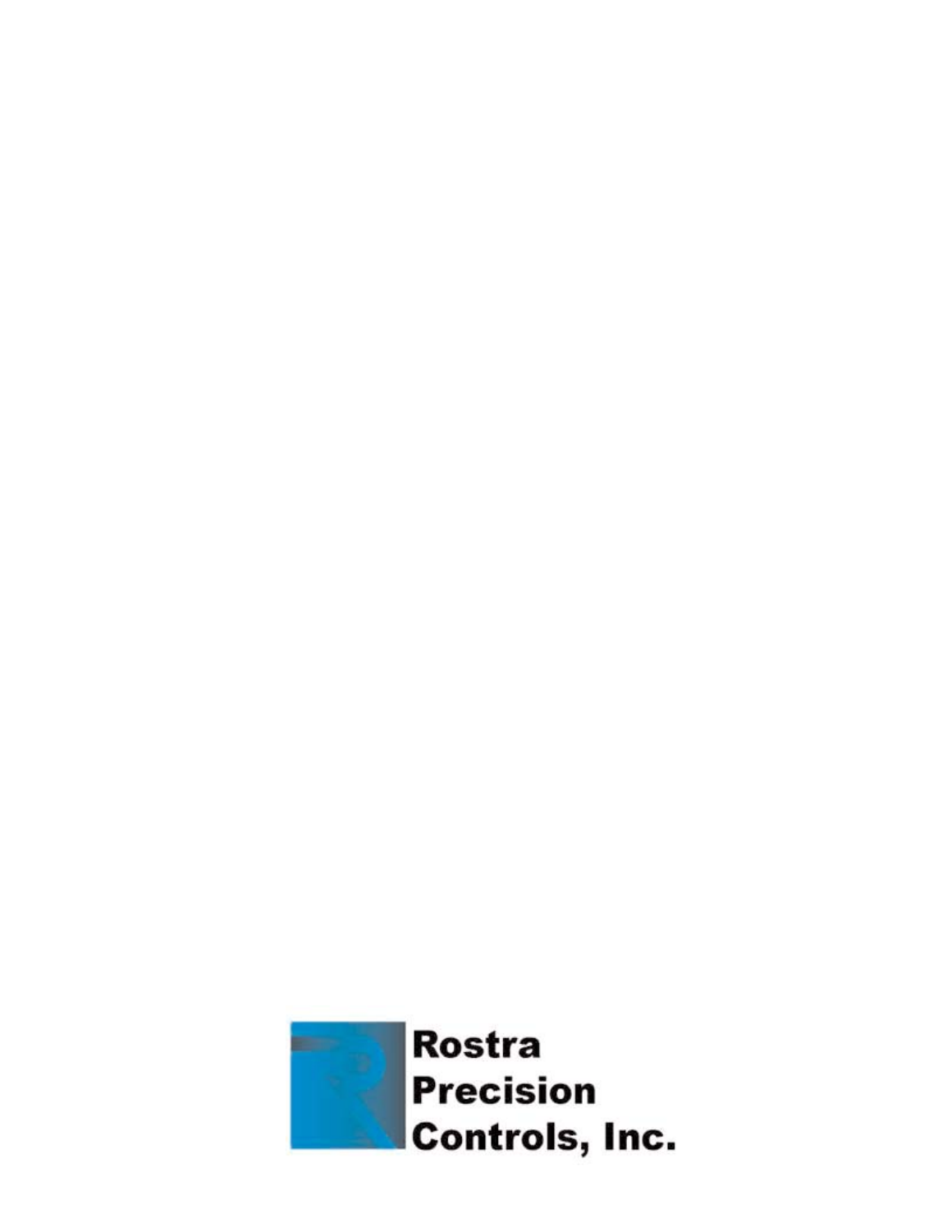Rostra
Precision
Controls, Inc.